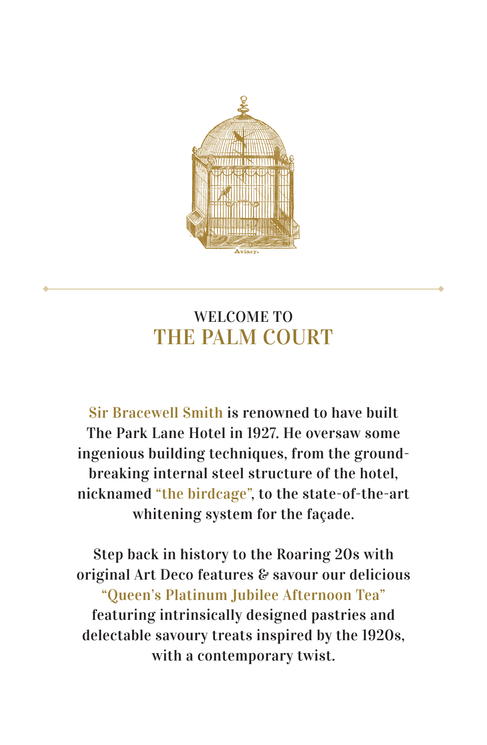# WELCOME TO THE PALM COURT

Sir Bracewell Smith is renowned to have built The Park Lane Hotel in 1927. He oversaw some ingenious building techniques, from the ground-breaking internal steel structure of the hotel, nicknamed "the birdcage", to the state-of-the-art whitening system for the façade.

Step back in history to the Roaring 20s with original Art Deco features & savour our delicious "Queen's Platinum Jubilee Afternoon Tea" featuring intrinsically designed pastries and delectable savoury treats inspired by the 1920s, with a contemporary twist.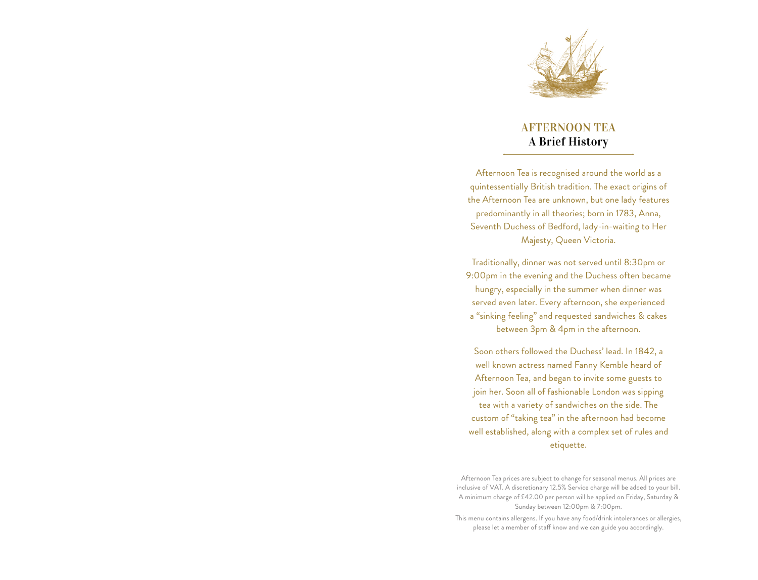# AFTERNOON TEA
## A Brief History

Afternoon Tea is recognised around the world as a quintessentially British tradition. The exact origins of the Afternoon Tea are unknown, but one lady features predominantly in all theories; born in 1783, Anna, Seventh Duchess of Bedford, lady-in-waiting to Her Majesty, Queen Victoria.

Traditionally, dinner was not served until 8:30pm or 9:00pm in the evening and the Duchess often became hungry, especially in the summer when dinner was served even later. Every afternoon, she experienced a "sinking feeling" and requested sandwiches & cakes between 3pm & 4pm in the afternoon.

Soon others followed the Duchess' lead. In 1842, a well known actress named Fanny Kemble heard of Afternoon Tea, and began to invite some guests to join her. Soon all of fashionable London was sipping tea with a variety of sandwiches on the side. The custom of "taking tea" in the afternoon had become well established, along with a complex set of rules and etiquette.

Afternoon Tea prices are subject to change for seasonal menus. All prices are inclusive of VAT. A discretionary 12.5% Service charge will be added to your bill. A minimum charge of £42.00 per person will be applied on Friday, Saturday & Sunday between 12:00pm & 7:00pm.

This menu contains allergens. If you have any food/drink intolerances or allergies, please let a member of staff know and we can guide you accordingly.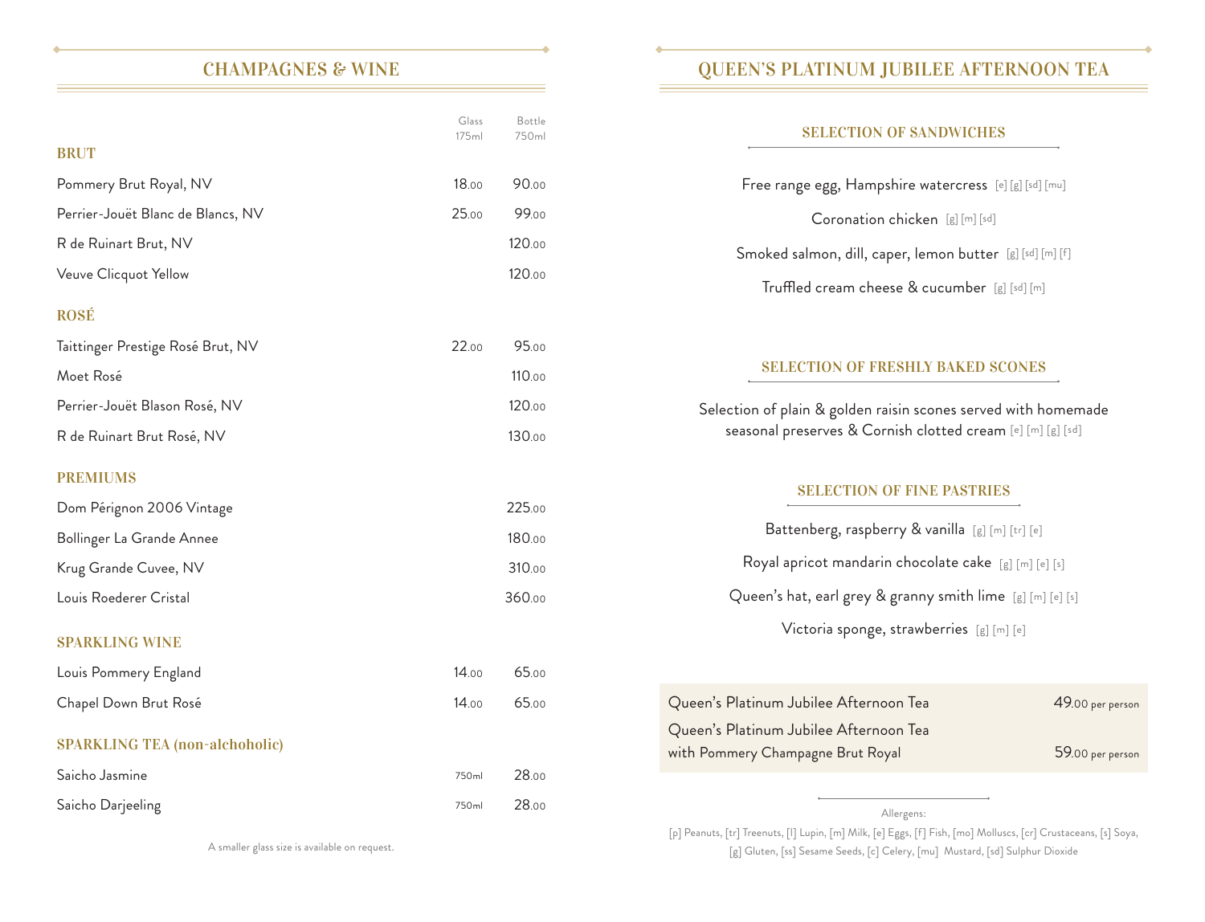## CHAMPAGNES & WINE

| | Glass 175ml | Bottle 750ml |
|---|---|---|
| **BRUT** | | |
| Pommery Brut Royal, NV | 18.00 | 90.00 |
| Perrier-Jouët Blanc de Blancs, NV | 25.00 | 99.00 |
| R de Ruinart Brut, NV | | 120.00 |
| Veuve Clicquot Yellow | | 120.00 |
| **ROSÉ** | | |
| Taittinger Prestige Rosé Brut, NV | 22.00 | 95.00 |
| Moet Rosé | | 110.00 |
| Perrier-Jouët Blason Rosé, NV | | 120.00 |
| R de Ruinart Brut Rosé, NV | | 130.00 |
| **PREMIUMS** | | |
| Dom Pérignon 2006 Vintage | | 225.00 |
| Bollinger La Grande Annee | | 180.00 |
| Krug Grande Cuvee, NV | | 310.00 |
| Louis Roederer Cristal | | 360.00 |
| **SPARKLING WINE** | | |
| Louis Pommery England | 14.00 | 65.00 |
| Chapel Down Brut Rosé | 14.00 | 65.00 |
| **SPARKLING TEA (non-alchoholic)** | | |
| Saicho Jasmine | 750ml | 28.00 |
| Saicho Darjeeling | 750ml | 28.00 |

A smaller glass size is available on request.

## QUEEN'S PLATINUM JUBILEE AFTERNOON TEA

### SELECTION OF SANDWICHES

Free range egg, Hampshire watercress [e] [g] [sd] [mu]

Coronation chicken [g] [m] [sd]

Smoked salmon, dill, caper, lemon butter [g] [sd] [m] [f]

Truffled cream cheese & cucumber [g] [sd] [m]

### SELECTION OF FRESHLY BAKED SCONES

Selection of plain & golden raisin scones served with homemade seasonal preserves & Cornish clotted cream [e] [m] [g] [sd]

### SELECTION OF FINE PASTRIES

Battenberg, raspberry & vanilla [g] [m] [tr] [e]

Royal apricot mandarin chocolate cake [g] [m] [e] [s]

Queen's hat, earl grey & granny smith lime [g] [m] [e] [s]

Victoria sponge, strawberries [g] [m] [e]

| | |
|---|---|
| Queen's Platinum Jubilee Afternoon Tea | 49.00 per person |
| Queen's Platinum Jubilee Afternoon Tea with Pommery Champagne Brut Royal | 59.00 per person |

Allergens:

[p] Peanuts, [tr] Treenuts, [l] Lupin, [m] Milk, [e] Eggs, [f] Fish, [mo] Molluscs, [cr] Crustaceans, [s] Soya, [g] Gluten, [ss] Sesame Seeds, [c] Celery, [mu] Mustard, [sd] Sulphur Dioxide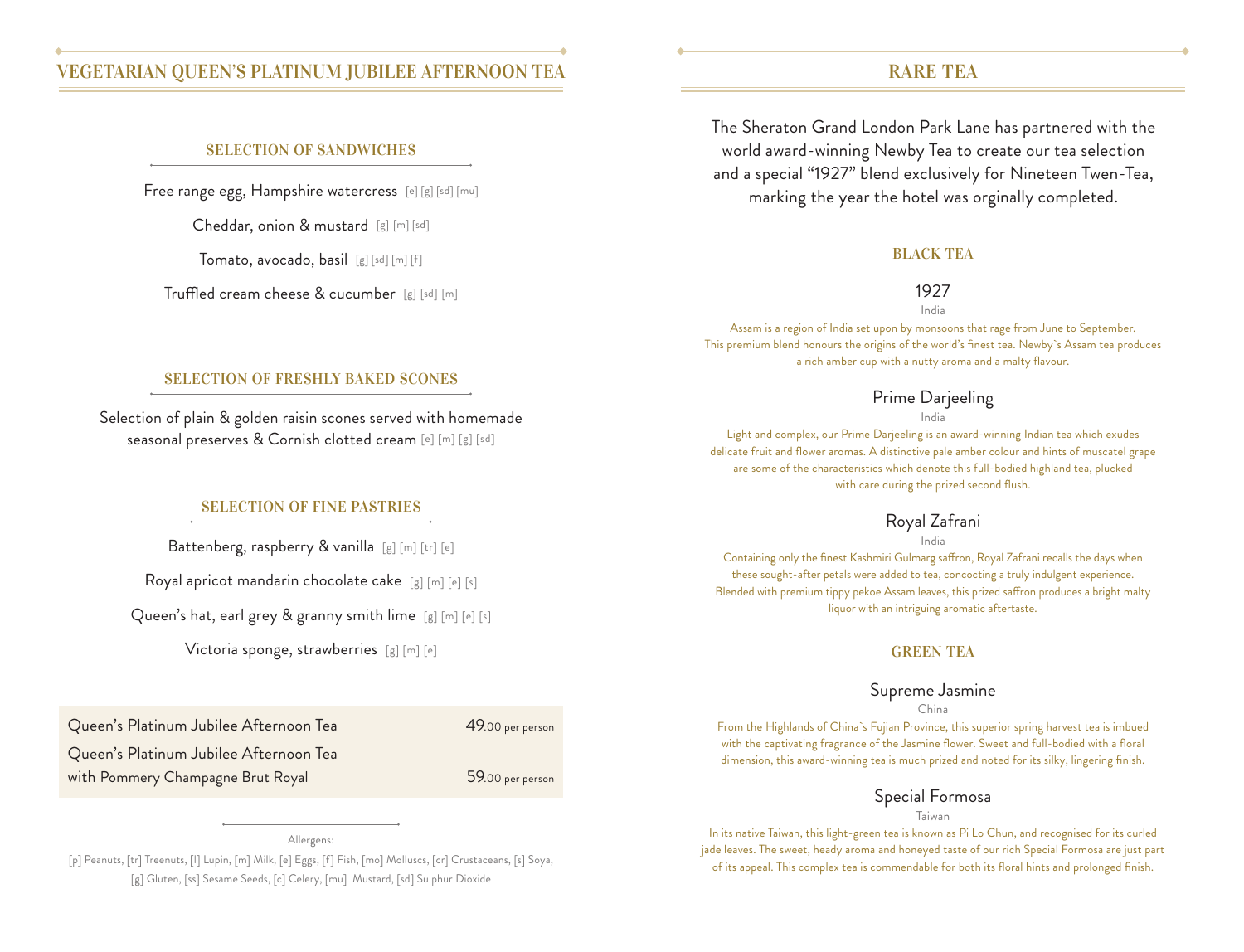# VEGETARIAN QUEEN'S PLATINUM JUBILEE AFTERNOON TEA

## SELECTION OF SANDWICHES

Free range egg, Hampshire watercress [e] [g] [sd] [mu]

Cheddar, onion & mustard [g] [m] [sd]

Tomato, avocado, basil [g] [sd] [m] [f]

Truffled cream cheese & cucumber [g] [sd] [m]

## SELECTION OF FRESHLY BAKED SCONES

Selection of plain & golden raisin scones served with homemade seasonal preserves & Cornish clotted cream [e] [m] [g] [sd]

## SELECTION OF FINE PASTRIES

Battenberg, raspberry & vanilla [g] [m] [tr] [e]

Royal apricot mandarin chocolate cake [g] [m] [e] [s]

Queen's hat, earl grey & granny smith lime [g] [m] [e] [s]

Victoria sponge, strawberries [g] [m] [e]

| | |
|---|---|
| Queen's Platinum Jubilee Afternoon Tea | 49.00 per person |
| Queen's Platinum Jubilee Afternoon Tea with Pommery Champagne Brut Royal | 59.00 per person |

Allergens:

[p] Peanuts, [tr] Treenuts, [l] Lupin, [m] Milk, [e] Eggs, [f] Fish, [mo] Molluscs, [cr] Crustaceans, [s] Soya, [g] Gluten, [ss] Sesame Seeds, [c] Celery, [mu] Mustard, [sd] Sulphur Dioxide

# RARE TEA

The Sheraton Grand London Park Lane has partnered with the world award-winning Newby Tea to create our tea selection and a special "1927" blend exclusively for Nineteen Twen-Tea, marking the year the hotel was orginally completed.

## BLACK TEA

### 1927

India

Assam is a region of India set upon by monsoons that rage from June to September. This premium blend honours the origins of the world's finest tea. Newby`s Assam tea produces a rich amber cup with a nutty aroma and a malty flavour.

### Prime Darjeeling

India

Light and complex, our Prime Darjeeling is an award-winning Indian tea which exudes delicate fruit and flower aromas. A distinctive pale amber colour and hints of muscatel grape are some of the characteristics which denote this full-bodied highland tea, plucked with care during the prized second flush.

### Royal Zafrani

India

Containing only the finest Kashmiri Gulmarg saffron, Royal Zafrani recalls the days when these sought-after petals were added to tea, concocting a truly indulgent experience. Blended with premium tippy pekoe Assam leaves, this prized saffron produces a bright malty liquor with an intriguing aromatic aftertaste.

## GREEN TEA

### Supreme Jasmine

China

From the Highlands of China`s Fujian Province, this superior spring harvest tea is imbued with the captivating fragrance of the Jasmine flower. Sweet and full-bodied with a floral dimension, this award-winning tea is much prized and noted for its silky, lingering finish.

### Special Formosa

Taiwan

In its native Taiwan, this light-green tea is known as Pi Lo Chun, and recognised for its curled jade leaves. The sweet, heady aroma and honeyed taste of our rich Special Formosa are just part of its appeal. This complex tea is commendable for both its floral hints and prolonged finish.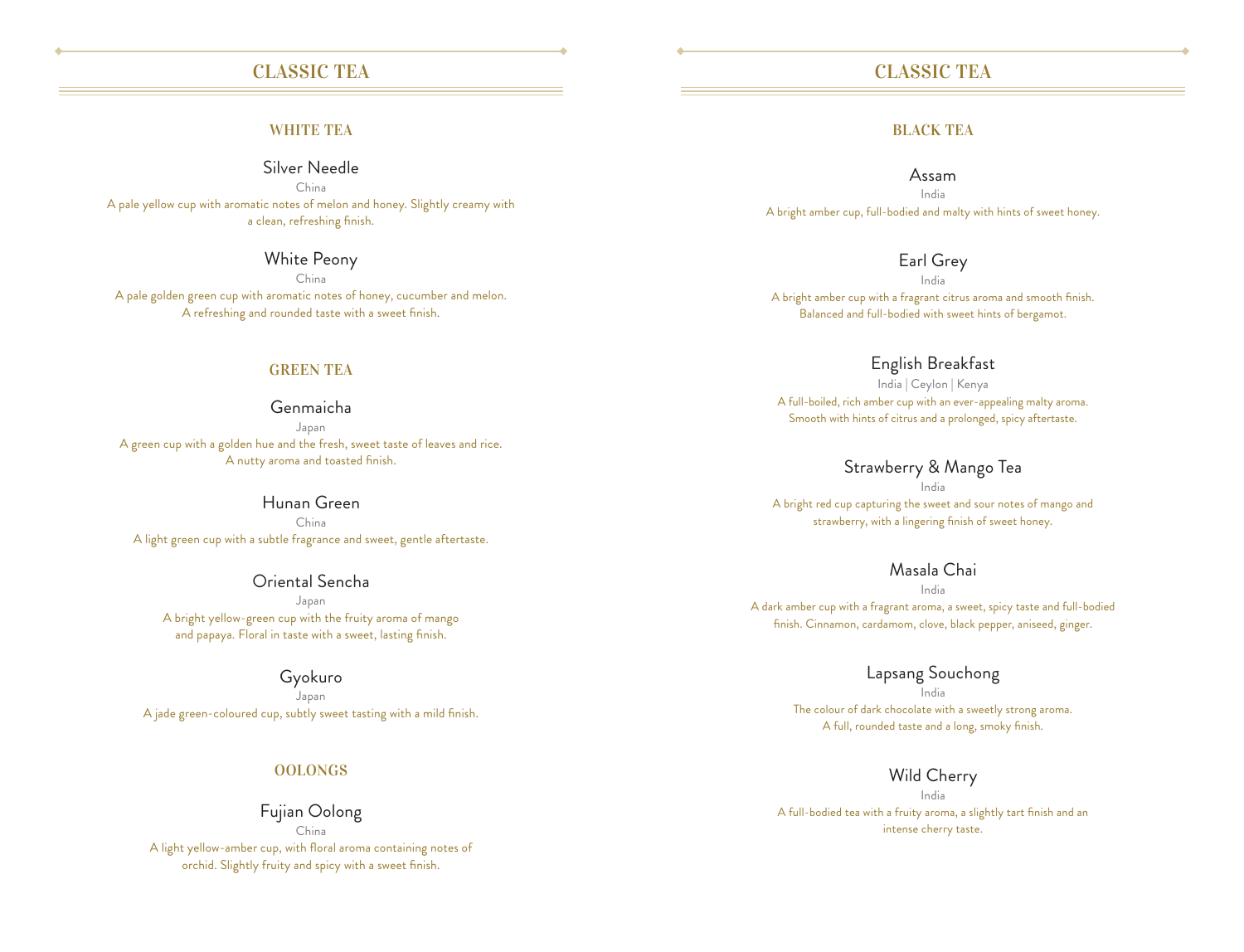# CLASSIC TEA

## WHITE TEA

### Silver Needle

China

A pale yellow cup with aromatic notes of melon and honey. Slightly creamy with a clean, refreshing finish.

### White Peony

China

A pale golden green cup with aromatic notes of honey, cucumber and melon. A refreshing and rounded taste with a sweet finish.

## GREEN TEA

### Genmaicha

Japan

A green cup with a golden hue and the fresh, sweet taste of leaves and rice. A nutty aroma and toasted finish.

### Hunan Green

China

A light green cup with a subtle fragrance and sweet, gentle aftertaste.

### Oriental Sencha

Japan

A bright yellow-green cup with the fruity aroma of mango and papaya. Floral in taste with a sweet, lasting finish.

### Gyokuro

Japan

A jade green-coloured cup, subtly sweet tasting with a mild finish.

## OOLONGS

### Fujian Oolong

China

A light yellow-amber cup, with floral aroma containing notes of orchid. Slightly fruity and spicy with a sweet finish.

# CLASSIC TEA

## BLACK TEA

### Assam

India

A bright amber cup, full-bodied and malty with hints of sweet honey.

### Earl Grey

India

A bright amber cup with a fragrant citrus aroma and smooth finish. Balanced and full-bodied with sweet hints of bergamot.

### English Breakfast

India | Ceylon | Kenya

A full-boiled, rich amber cup with an ever-appealing malty aroma. Smooth with hints of citrus and a prolonged, spicy aftertaste.

### Strawberry & Mango Tea

India

A bright red cup capturing the sweet and sour notes of mango and strawberry, with a lingering finish of sweet honey.

### Masala Chai

India

A dark amber cup with a fragrant aroma, a sweet, spicy taste and full-bodied finish. Cinnamon, cardamom, clove, black pepper, aniseed, ginger.

### Lapsang Souchong

India

The colour of dark chocolate with a sweetly strong aroma. A full, rounded taste and a long, smoky finish.

### Wild Cherry

India

A full-bodied tea with a fruity aroma, a slightly tart finish and an intense cherry taste.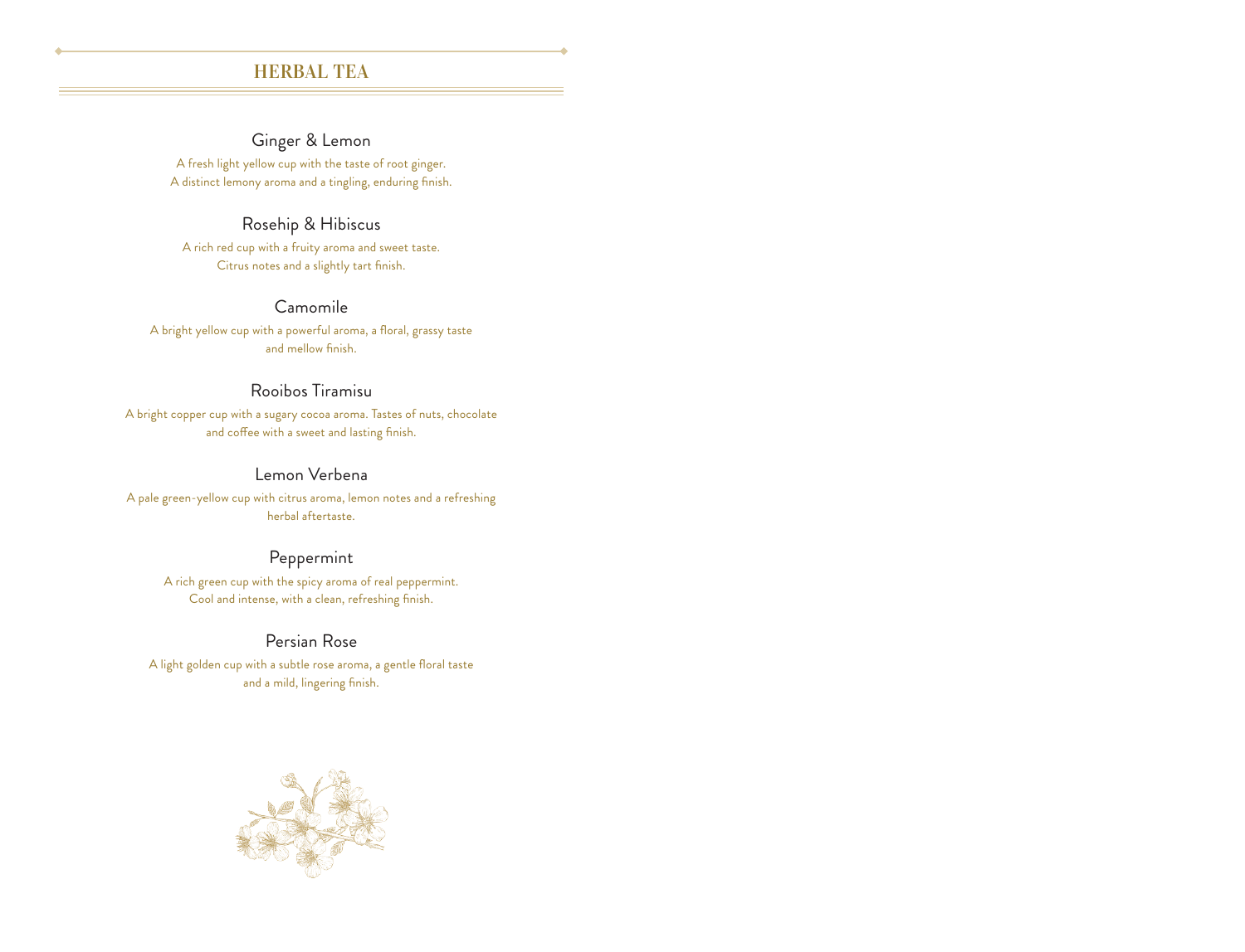# HERBAL TEA

## Ginger & Lemon

A fresh light yellow cup with the taste of root ginger.
A distinct lemony aroma and a tingling, enduring finish.

## Rosehip & Hibiscus

A rich red cup with a fruity aroma and sweet taste.
Citrus notes and a slightly tart finish.

## Camomile

A bright yellow cup with a powerful aroma, a floral, grassy taste
and mellow finish.

## Rooibos Tiramisu

A bright copper cup with a sugary cocoa aroma. Tastes of nuts, chocolate
and coffee with a sweet and lasting finish.

## Lemon Verbena

A pale green-yellow cup with citrus aroma, lemon notes and a refreshing
herbal aftertaste.

## Peppermint

A rich green cup with the spicy aroma of real peppermint.
Cool and intense, with a clean, refreshing finish.

## Persian Rose

A light golden cup with a subtle rose aroma, a gentle floral taste
and a mild, lingering finish.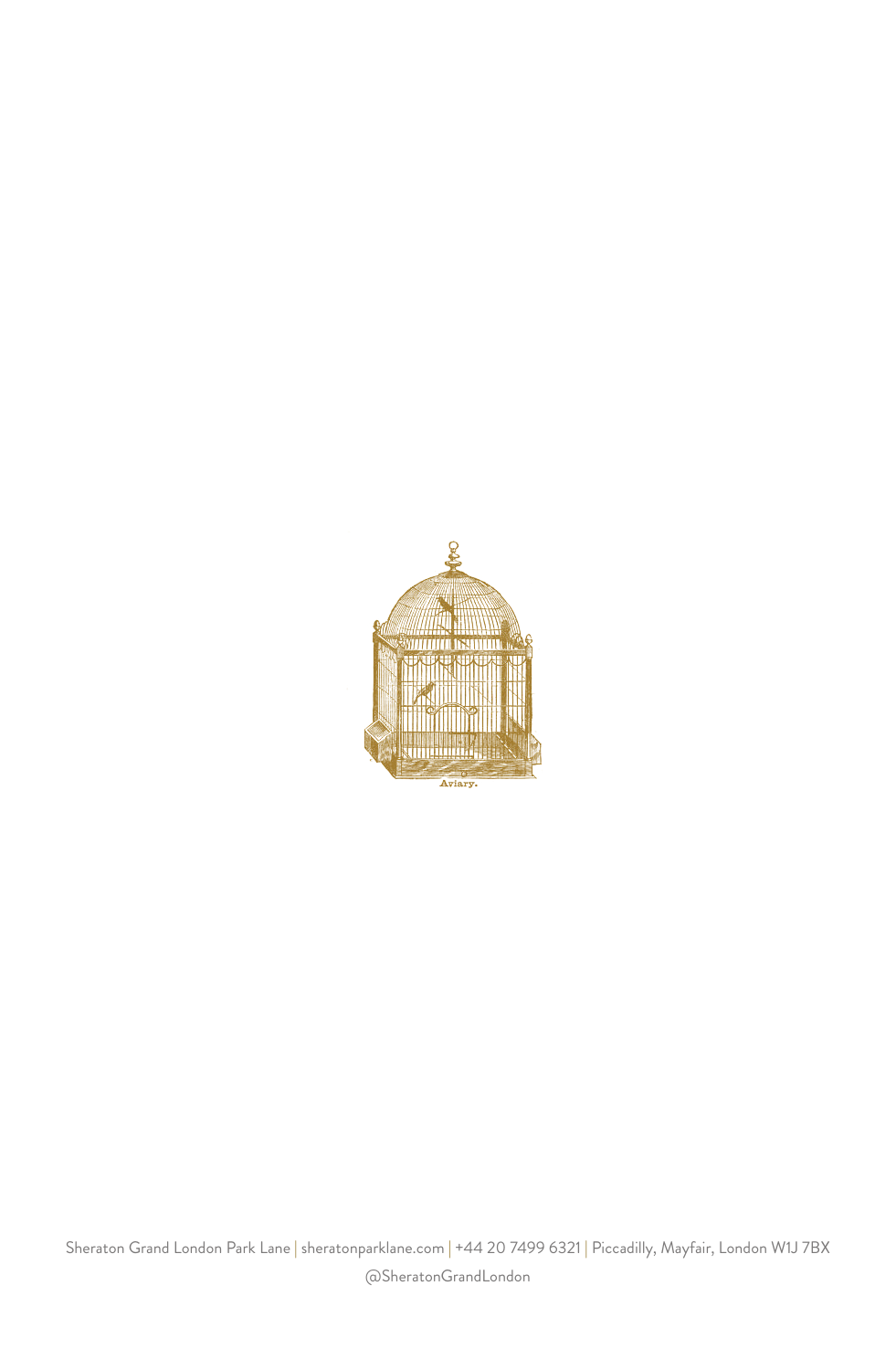Aviary.

Sheraton Grand London Park Lane | sheratonparklane.com | +44 20 7499 6321 | Piccadilly, Mayfair, London W1J 7BX

@SheratonGrandLondon